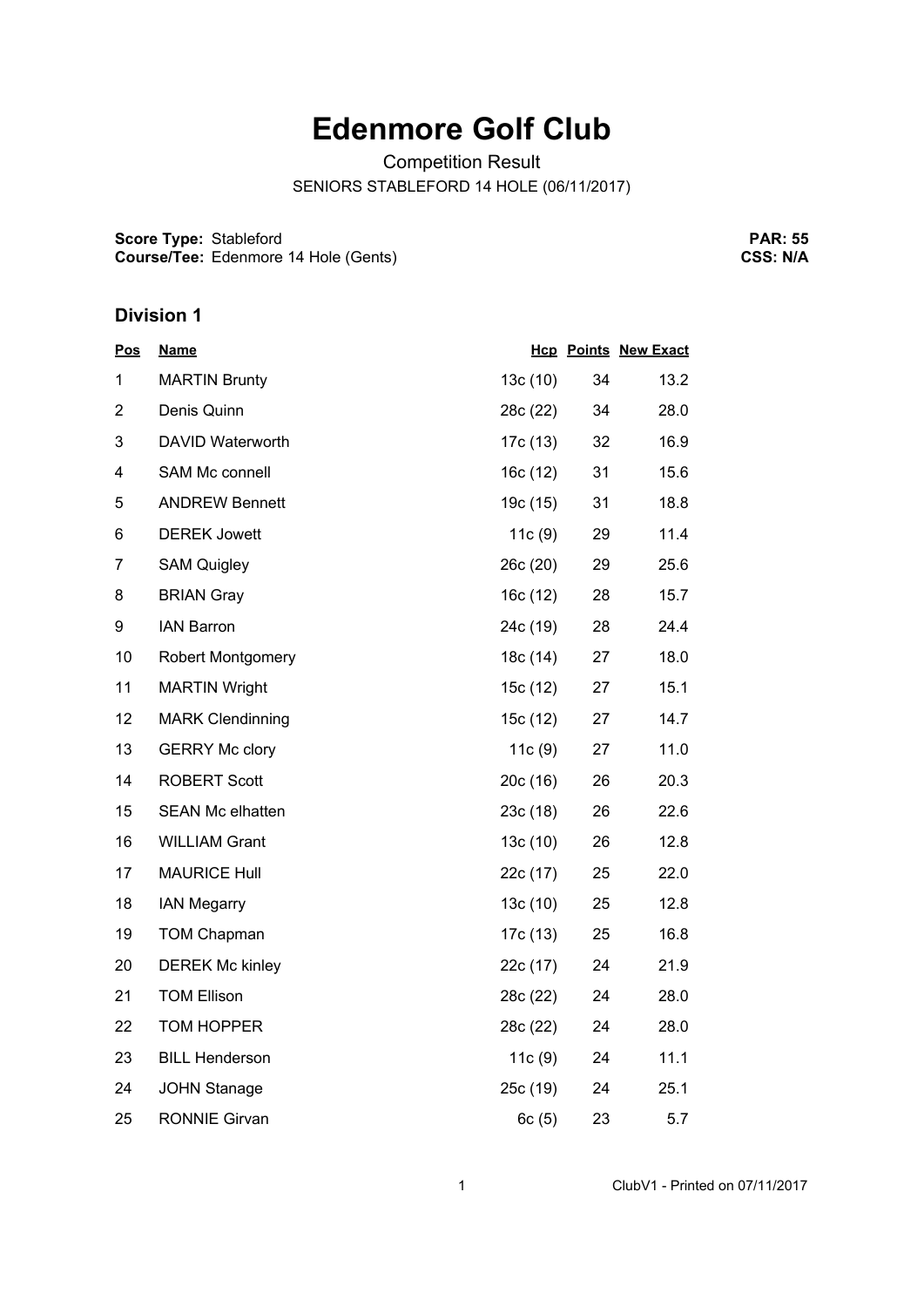# Edenmore Golf Club

Competition Result

SENIORS STABLEFORD 14 HOLE (06/11/2017)

**Score Type:** Stableford
**Course/Tee:** Edenmore 14 Hole (Gents)

**PAR: 55**
**CSS: N/A**

## Division 1

| Pos | Name | Hcp | Points | New Exact |
|---|---|---|---|---|
| 1 | MARTIN Brunty | 13c (10) | 34 | 13.2 |
| 2 | Denis Quinn | 28c (22) | 34 | 28.0 |
| 3 | DAVID Waterworth | 17c (13) | 32 | 16.9 |
| 4 | SAM Mc connell | 16c (12) | 31 | 15.6 |
| 5 | ANDREW Bennett | 19c (15) | 31 | 18.8 |
| 6 | DEREK Jowett | 11c (9) | 29 | 11.4 |
| 7 | SAM Quigley | 26c (20) | 29 | 25.6 |
| 8 | BRIAN Gray | 16c (12) | 28 | 15.7 |
| 9 | IAN Barron | 24c (19) | 28 | 24.4 |
| 10 | Robert Montgomery | 18c (14) | 27 | 18.0 |
| 11 | MARTIN Wright | 15c (12) | 27 | 15.1 |
| 12 | MARK Clendinning | 15c (12) | 27 | 14.7 |
| 13 | GERRY Mc clory | 11c (9) | 27 | 11.0 |
| 14 | ROBERT Scott | 20c (16) | 26 | 20.3 |
| 15 | SEAN Mc elhatten | 23c (18) | 26 | 22.6 |
| 16 | WILLIAM Grant | 13c (10) | 26 | 12.8 |
| 17 | MAURICE Hull | 22c (17) | 25 | 22.0 |
| 18 | IAN Megarry | 13c (10) | 25 | 12.8 |
| 19 | TOM Chapman | 17c (13) | 25 | 16.8 |
| 20 | DEREK Mc kinley | 22c (17) | 24 | 21.9 |
| 21 | TOM Ellison | 28c (22) | 24 | 28.0 |
| 22 | TOM HOPPER | 28c (22) | 24 | 28.0 |
| 23 | BILL Henderson | 11c (9) | 24 | 11.1 |
| 24 | JOHN Stanage | 25c (19) | 24 | 25.1 |
| 25 | RONNIE Girvan | 6c (5) | 23 | 5.7 |

ClubV1 - Printed on 07/11/2017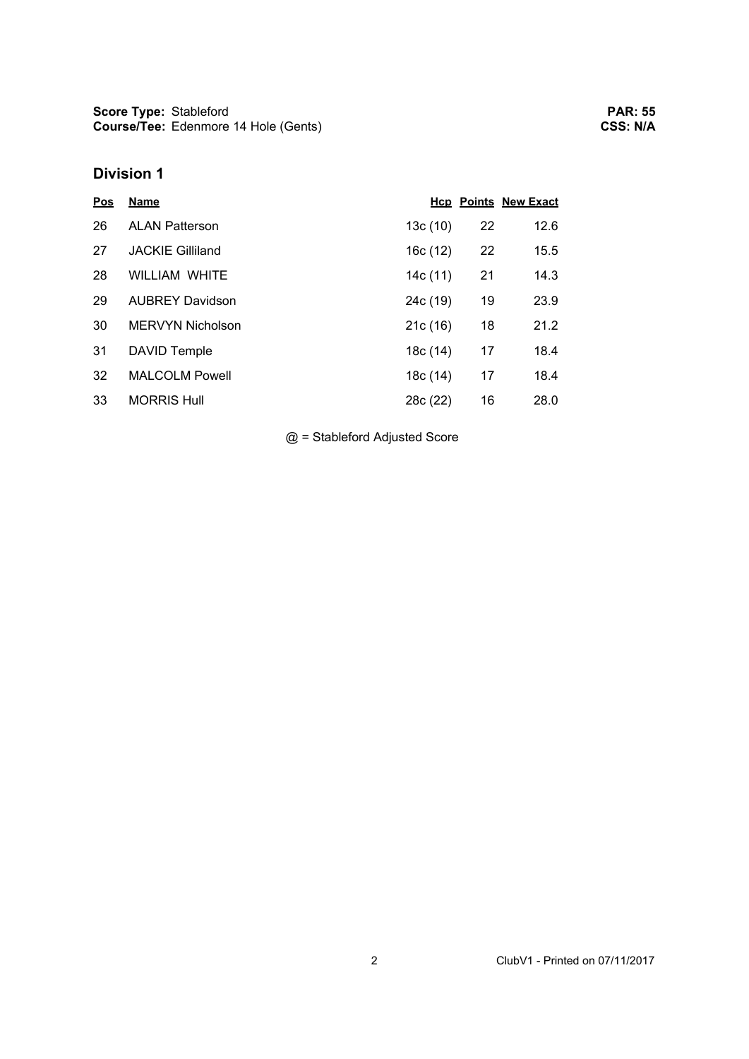**Score Type:** Stableford
**Course/Tee:** Edenmore 14 Hole (Gents)

**PAR: 55**
**CSS: N/A**

## Division 1

| Pos | Name | Hcp | Points | New Exact |
|---|---|---|---|---|
| 26 | ALAN Patterson | 13c (10) | 22 | 12.6 |
| 27 | JACKIE Gilliland | 16c (12) | 22 | 15.5 |
| 28 | WILLIAM WHITE | 14c (11) | 21 | 14.3 |
| 29 | AUBREY Davidson | 24c (19) | 19 | 23.9 |
| 30 | MERVYN Nicholson | 21c (16) | 18 | 21.2 |
| 31 | DAVID Temple | 18c (14) | 17 | 18.4 |
| 32 | MALCOLM Powell | 18c (14) | 17 | 18.4 |
| 33 | MORRIS Hull | 28c (22) | 16 | 28.0 |

@ = Stableford Adjusted Score

ClubV1 - Printed on 07/11/2017